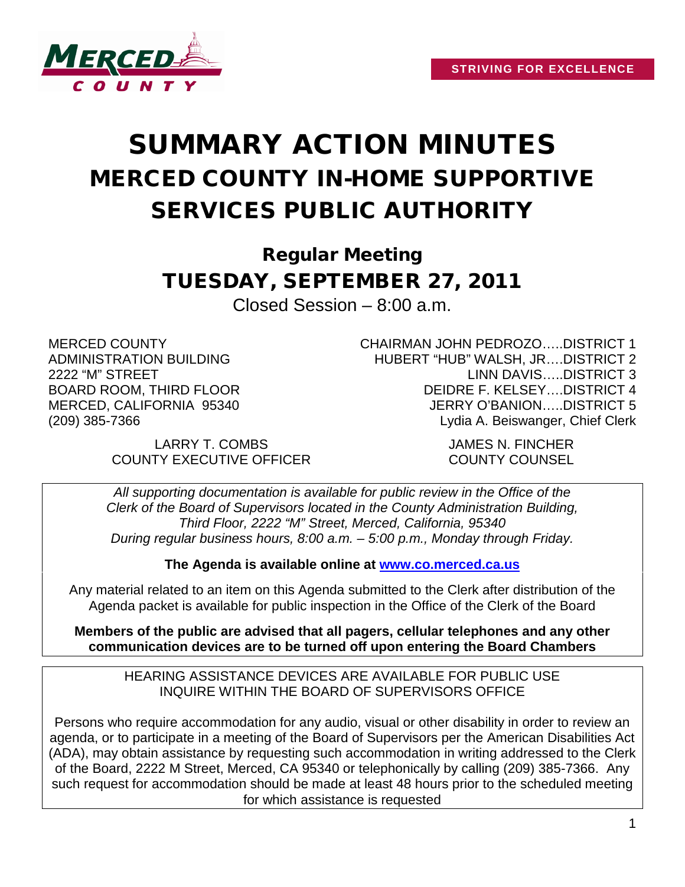MERCED COUNTY

**STRIVING FOR EXCELLENCE**

# SUMMARY ACTION MINUTES
# MERCED COUNTY IN-HOME SUPPORTIVE SERVICES PUBLIC AUTHORITY

## Regular Meeting
## TUESDAY, SEPTEMBER 27, 2011

Closed Session – 8:00 a.m.

MERCED COUNTY
ADMINISTRATION BUILDING
2222 "M" STREET
BOARD ROOM, THIRD FLOOR
MERCED, CALIFORNIA 95340
(209) 385-7366

CHAIRMAN JOHN PEDROZO…..DISTRICT 1
HUBERT "HUB" WALSH, JR….DISTRICT 2
LINN DAVIS…..DISTRICT 3
DEIDRE F. KELSEY….DISTRICT 4
JERRY O'BANION…..DISTRICT 5
Lydia A. Beiswanger, Chief Clerk

LARRY T. COMBS
COUNTY EXECUTIVE OFFICER

JAMES N. FINCHER
COUNTY COUNSEL

*All supporting documentation is available for public review in the Office of the Clerk of the Board of Supervisors located in the County Administration Building, Third Floor, 2222 "M" Street, Merced, California, 95340 During regular business hours, 8:00 a.m. – 5:00 p.m., Monday through Friday.*

**The Agenda is available online at www.co.merced.ca.us**

Any material related to an item on this Agenda submitted to the Clerk after distribution of the Agenda packet is available for public inspection in the Office of the Clerk of the Board

**Members of the public are advised that all pagers, cellular telephones and any other communication devices are to be turned off upon entering the Board Chambers**

HEARING ASSISTANCE DEVICES ARE AVAILABLE FOR PUBLIC USE
INQUIRE WITHIN THE BOARD OF SUPERVISORS OFFICE

Persons who require accommodation for any audio, visual or other disability in order to review an agenda, or to participate in a meeting of the Board of Supervisors per the American Disabilities Act (ADA), may obtain assistance by requesting such accommodation in writing addressed to the Clerk of the Board, 2222 M Street, Merced, CA 95340 or telephonically by calling (209) 385-7366. Any such request for accommodation should be made at least 48 hours prior to the scheduled meeting for which assistance is requested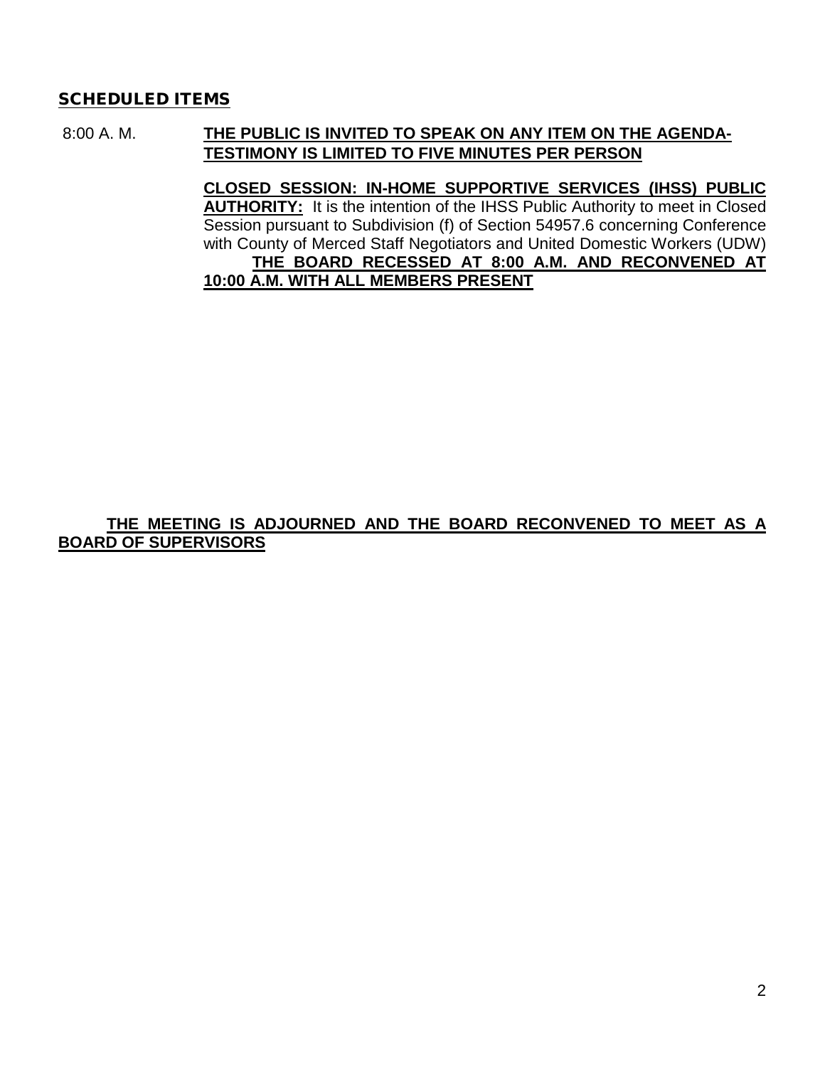## SCHEDULED ITEMS

8:00 A. M. **THE PUBLIC IS INVITED TO SPEAK ON ANY ITEM ON THE AGENDA-TESTIMONY IS LIMITED TO FIVE MINUTES PER PERSON**

**CLOSED SESSION: IN-HOME SUPPORTIVE SERVICES (IHSS) PUBLIC AUTHORITY:** It is the intention of the IHSS Public Authority to meet in Closed Session pursuant to Subdivision (f) of Section 54957.6 concerning Conference with County of Merced Staff Negotiators and United Domestic Workers (UDW)

**THE BOARD RECESSED AT 8:00 A.M. AND RECONVENED AT 10:00 A.M. WITH ALL MEMBERS PRESENT**

**THE MEETING IS ADJOURNED AND THE BOARD RECONVENED TO MEET AS A BOARD OF SUPERVISORS**